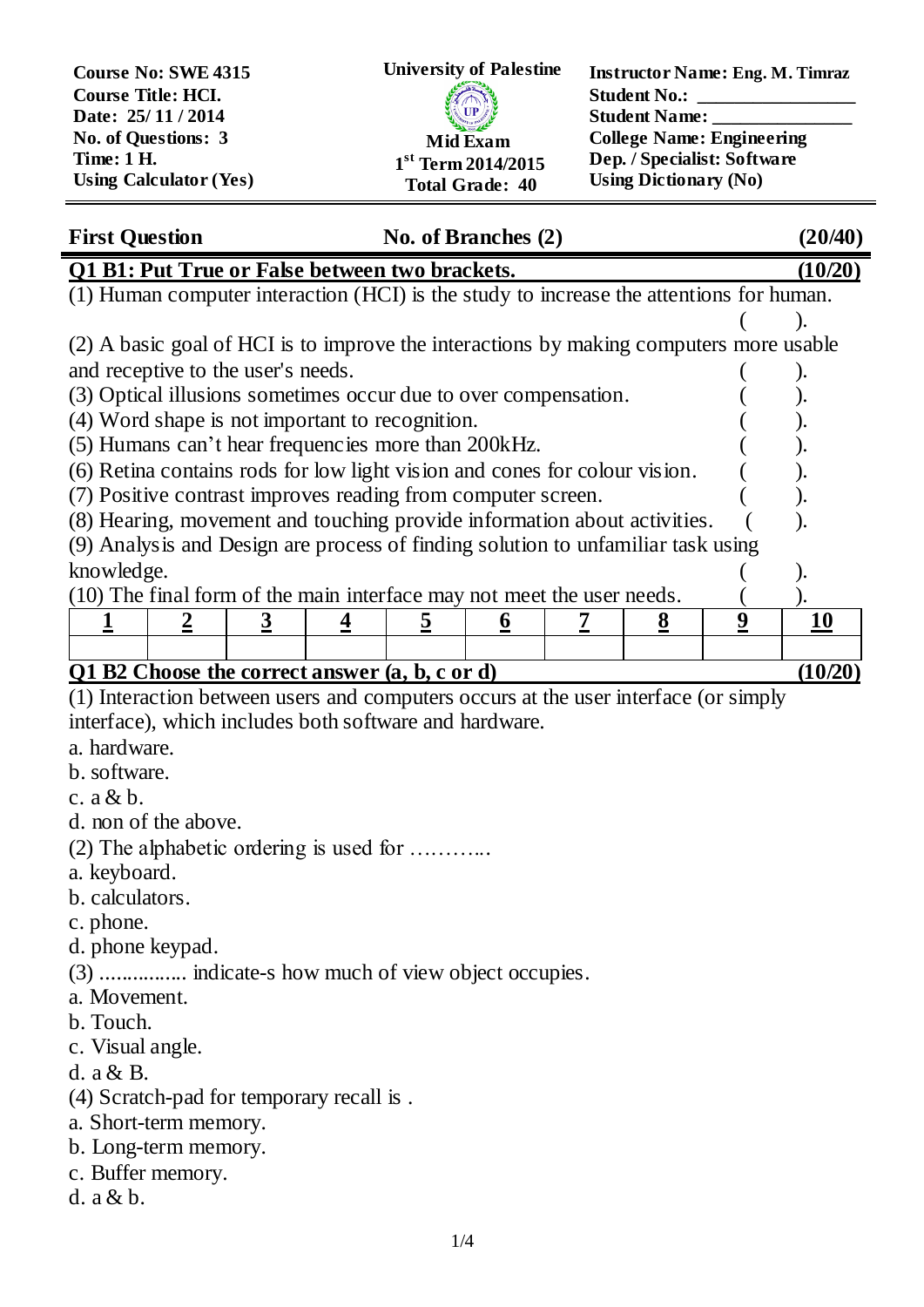| | | |
|---|---|---|
| **Course No: SWE 4315** | **University of Palestine** | **Instructor Name: Eng. M. Timraz** |
| **Course Title: HCI.** | | **Student No.: ________________** |
| **Date: 25/ 11 / 2014** | | **Student Name: _______________** |
| **No. of Questions: 3** | **Mid Exam** | **College Name: Engineering** |
| **Time: 1 H.** | **1st Term 2014/2015** | **Dep. / Specialist: Software** |
| **Using Calculator (Yes)** | **Total Grade: 40** | **Using Dictionary (No)** |

## First Question — No. of Branches (2) — (20/40)

### Q1 B1: Put True or False between two brackets. (10/20)

(1) Human computer interaction (HCI) is the study to increase the attentions for human. (    ).

(2) A basic goal of HCI is to improve the interactions by making computers more usable and receptive to the user's needs. (    ).

(3) Optical illusions sometimes occur due to over compensation. (    ).

(4) Word shape is not important to recognition. (    ).

(5) Humans can't hear frequencies more than 200kHz. (    ).

(6) Retina contains rods for low light vision and cones for colour vision. (    ).

(7) Positive contrast improves reading from computer screen. (    ).

(8) Hearing, movement and touching provide information about activities. (    ).

(9) Analysis and Design are process of finding solution to unfamiliar task using knowledge. (    ).

(10) The final form of the main interface may not meet the user needs. (    ).

| **1** | **2** | **3** | **4** | **5** | **6** | **7** | **8** | **9** | **10** |
|---|---|---|---|---|---|---|---|---|---|
| | | | | | | | | | |

### Q1 B2 Choose the correct answer (a, b, c or d) (10/20)

(1) Interaction between users and computers occurs at the user interface (or simply interface), which includes both software and hardware.

a. hardware.
b. software.
c. a & b.
d. non of the above.

(2) The alphabetic ordering is used for ………...

a. keyboard.
b. calculators.
c. phone.
d. phone keypad.

(3) ................ indicate-s how much of view object occupies.

a. Movement.
b. Touch.
c. Visual angle.
d. a & B.

(4) Scratch-pad for temporary recall is .

a. Short-term memory.
b. Long-term memory.
c. Buffer memory.
d. a & b.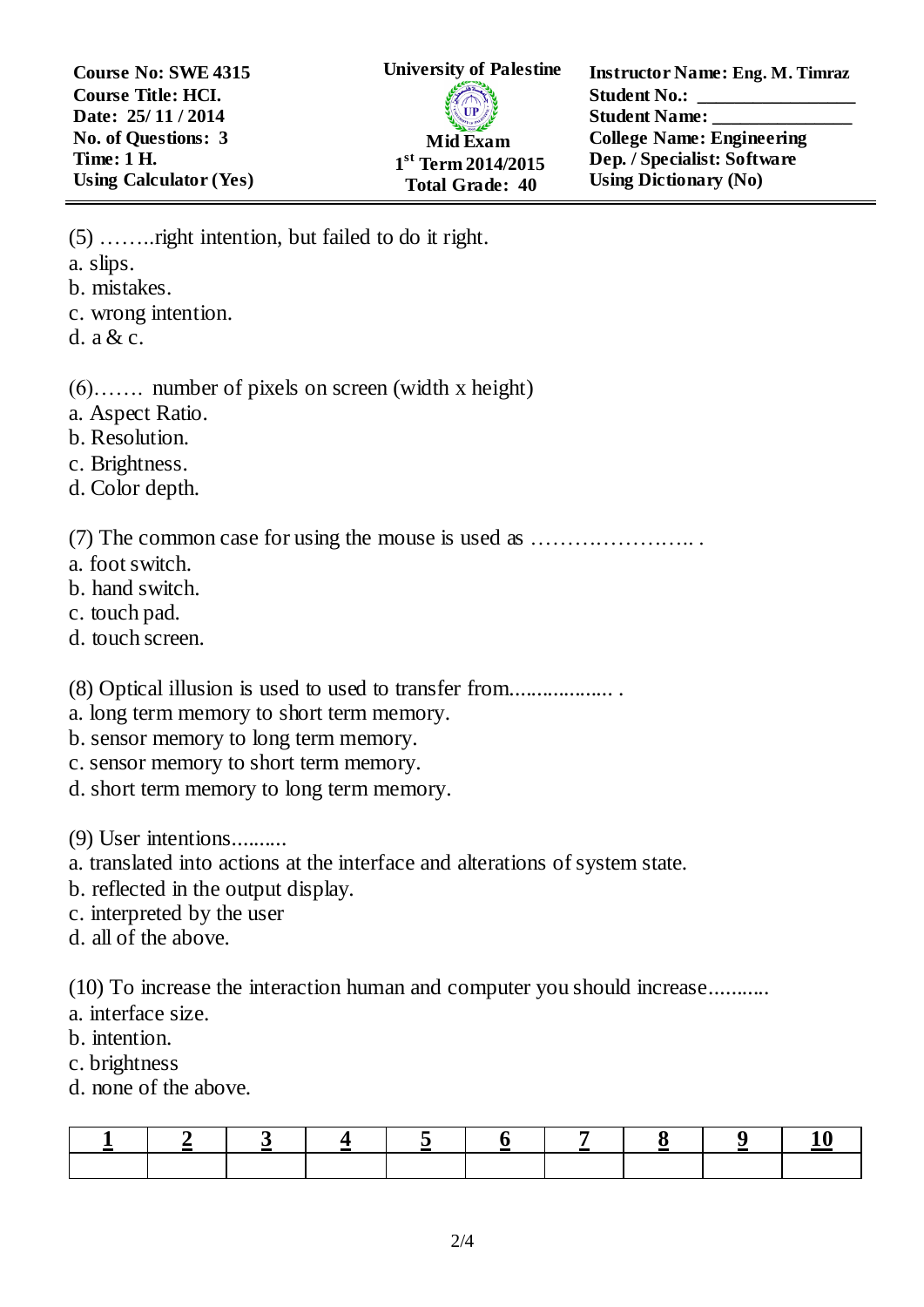| Course No: SWE 4315 | University of Palestine | Instructor Name: Eng. M. Timraz |
|---|---|---|
| Course Title: HCI. | | Student No.: ________________ |
| Date: 25/ 11 / 2014 | | Student Name: ______________ |
| No. of Questions: 3 | Mid Exam | College Name: Engineering |
| Time: 1 H. | 1st Term 2014/2015 | Dep. / Specialist: Software |
| Using Calculator (Yes) | Total Grade: 40 | Using Dictionary (No) |

(5) ……..right intention, but failed to do it right.
a. slips.
b. mistakes.
c. wrong intention.
d. a & c.

(6)……. number of pixels on screen (width x height)
a. Aspect Ratio.
b. Resolution.
c. Brightness.
d. Color depth.

(7) The common case for using the mouse is used as …………………… .
a. foot switch.
b. hand switch.
c. touch pad.
d. touch screen.

(8) Optical illusion is used to used to transfer from.................. .
a. long term memory to short term memory.
b. sensor memory to long term memory.
c. sensor memory to short term memory.
d. short term memory to long term memory.

(9) User intentions..........
a. translated into actions at the interface and alterations of system state.
b. reflected in the output display.
c. interpreted by the user
d. all of the above.

(10) To increase the interaction human and computer you should increase...........
a. interface size.
b. intention.
c. brightness
d. none of the above.

| 1 | 2 | 3 | 4 | 5 | 6 | 7 | 8 | 9 | 10 |
|---|---|---|---|---|---|---|---|---|---|
| | | | | | | | | | |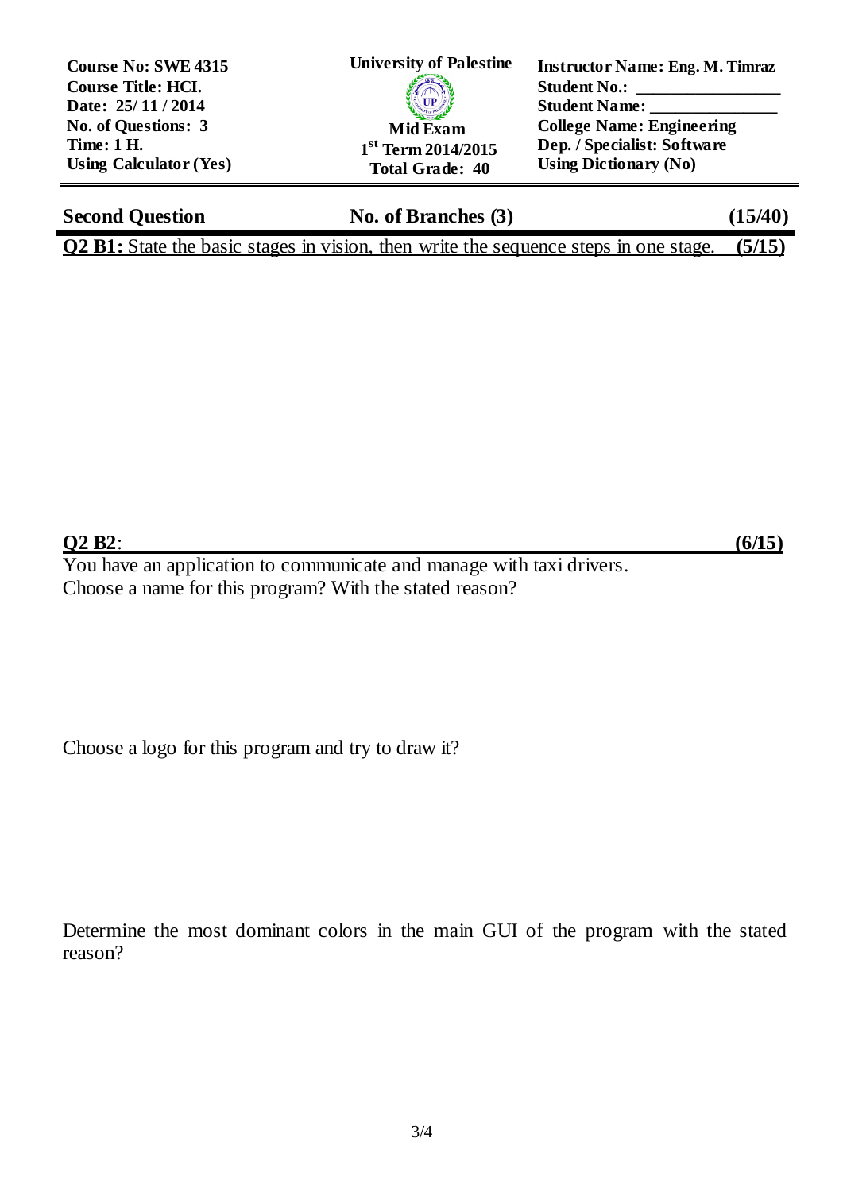| Course No: SWE 4315 | University of Palestine | Instructor Name: Eng. M. Timraz |
|---|---|---|
| Course Title: HCI. | | Student No.: ________________ |
| Date: 25/ 11 / 2014 | | Student Name: _______________ |
| No. of Questions: 3 | Mid Exam | College Name: Engineering |
| Time: 1 H. | 1st Term 2014/2015 | Dep. / Specialist: Software |
| Using Calculator (Yes) | Total Grade: 40 | Using Dictionary (No) |

## Second Question — No. of Branches (3) — (15/40)

**Q2 B1:** State the basic stages in vision, then write the sequence steps in one stage. **(5/15)**

**Q2 B2**: **(6/15)**

You have an application to communicate and manage with taxi drivers.
Choose a name for this program? With the stated reason?

Choose a logo for this program and try to draw it?

Determine the most dominant colors in the main GUI of the program with the stated reason?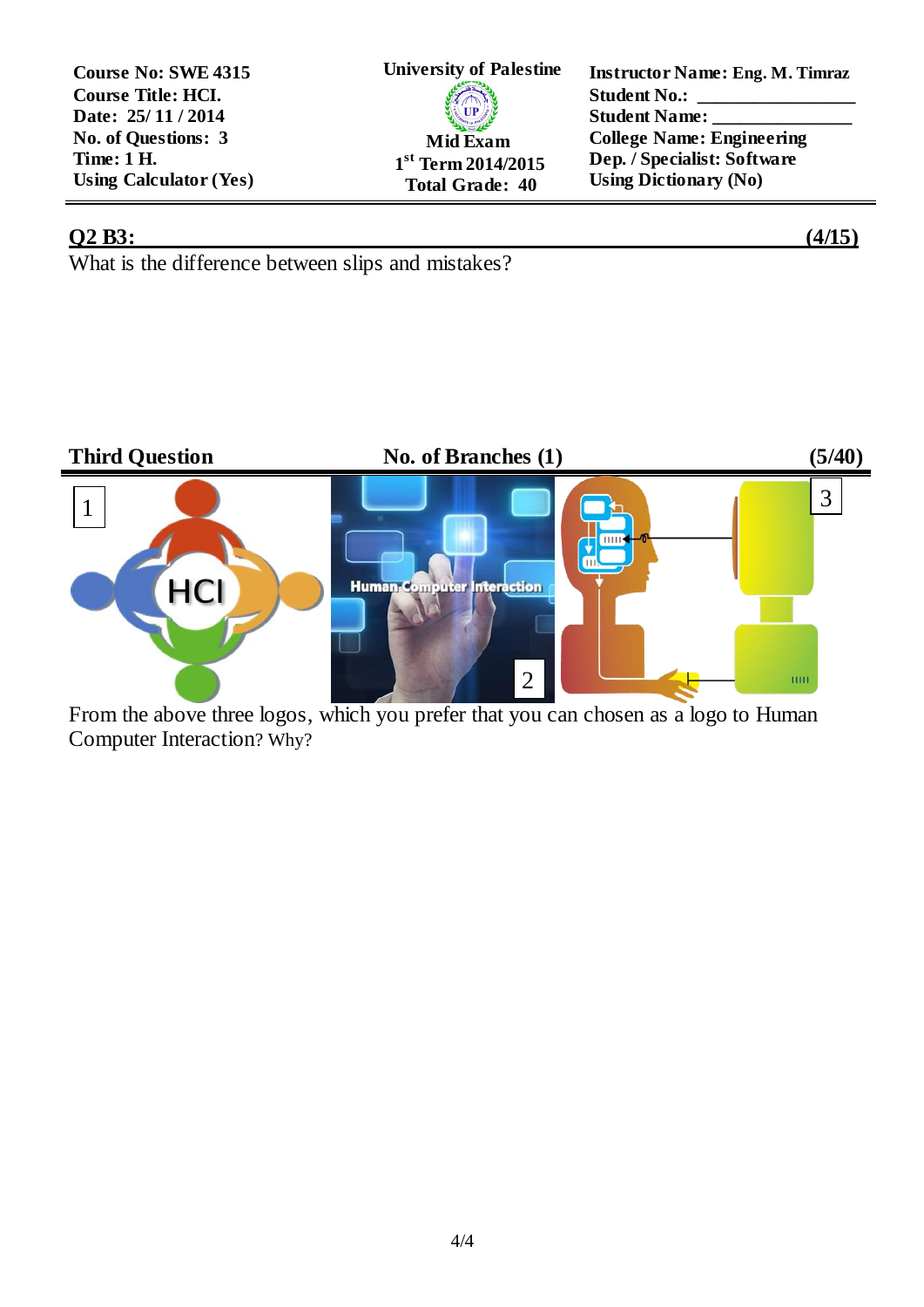| | | |
|---|---|---|
| **Course No: SWE 4315** | **University of Palestine** | **Instructor Name: Eng. M. Timraz** |
| **Course Title: HCI.** | | **Student No.: ________________** |
| **Date: 25/ 11 / 2014** | | **Student Name: _______________** |
| **No. of Questions: 3** | **Mid Exam** | **College Name: Engineering** |
| **Time: 1 H.** | **1st Term 2014/2015** | **Dep. / Specialist: Software** |
| **Using Calculator (Yes)** | **Total Grade: 40** | **Using Dictionary (No)** |

**Q2 B3:** **(4/15)**

What is the difference between slips and mistakes?

**Third Question** **No. of Branches (1)** **(5/40)**

1

HCI

Human Computer Interaction

2

3

From the above three logos, which you prefer that you can chosen as a logo to Human Computer Interaction? Why?